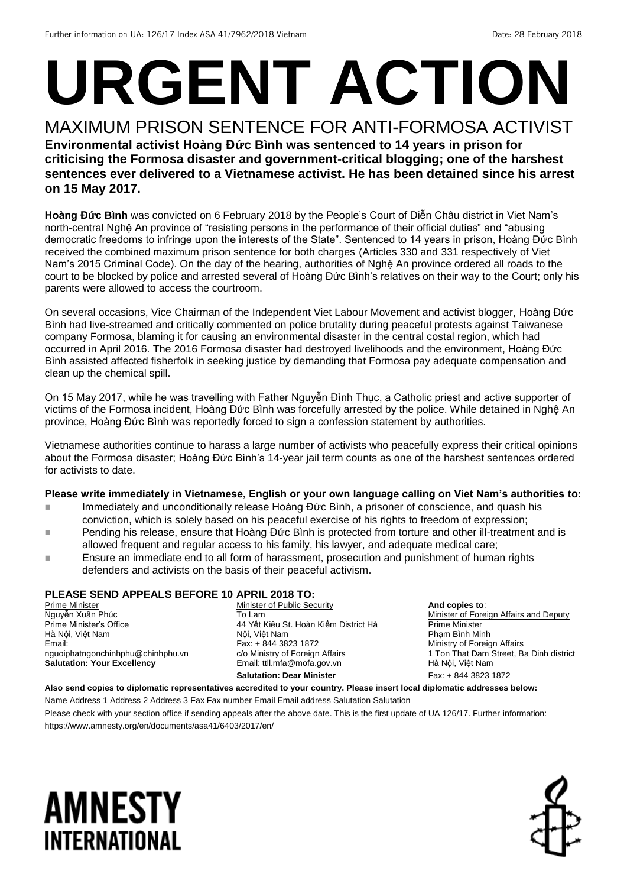Further information on UA: 126/17 Index ASA 41/7962/2018 Vietnam Date: 28 February 2018

# URGENT ACTION

## MAXIMUM PRISON SENTENCE FOR ANTI-FORMOSA ACTIVIST

**Environmental activist Hoàng Đức Bình was sentenced to 14 years in prison for criticising the Formosa disaster and government-critical blogging; one of the harshest sentences ever delivered to a Vietnamese activist. He has been detained since his arrest on 15 May 2017.**

**Hoàng Đức Bình** was convicted on 6 February 2018 by the People's Court of Diễn Châu district in Viet Nam's north-central Nghệ An province of "resisting persons in the performance of their official duties" and "abusing democratic freedoms to infringe upon the interests of the State". Sentenced to 14 years in prison, Hoàng Đức Bình received the combined maximum prison sentence for both charges (Articles 330 and 331 respectively of Viet Nam's 2015 Criminal Code). On the day of the hearing, authorities of Nghệ An province ordered all roads to the court to be blocked by police and arrested several of Hoàng Đức Bình's relatives on their way to the Court; only his parents were allowed to access the courtroom.

On several occasions, Vice Chairman of the Independent Viet Labour Movement and activist blogger, Hoàng Đức Bình had live-streamed and critically commented on police brutality during peaceful protests against Taiwanese company Formosa, blaming it for causing an environmental disaster in the central costal region, which had occurred in April 2016. The 2016 Formosa disaster had destroyed livelihoods and the environment, Hoàng Đức Bình assisted affected fisherfolk in seeking justice by demanding that Formosa pay adequate compensation and clean up the chemical spill.

On 15 May 2017, while he was travelling with Father Nguyễn Đình Thục, a Catholic priest and active supporter of victims of the Formosa incident, Hoàng Đức Bình was forcefully arrested by the police. While detained in Nghệ An province, Hoàng Đức Bình was reportedly forced to sign a confession statement by authorities.

Vietnamese authorities continue to harass a large number of activists who peacefully express their critical opinions about the Formosa disaster; Hoàng Đức Bình's 14-year jail term counts as one of the harshest sentences ordered for activists to date.

**Please write immediately in Vietnamese, English or your own language calling on Viet Nam's authorities to:**

- Immediately and unconditionally release Hoàng Đức Bình, a prisoner of conscience, and quash his conviction, which is solely based on his peaceful exercise of his rights to freedom of expression;
- Pending his release, ensure that Hoàng Đức Bình is protected from torture and other ill-treatment and is allowed frequent and regular access to his family, his lawyer, and adequate medical care;
- Ensure an immediate end to all form of harassment, prosecution and punishment of human rights defenders and activists on the basis of their peaceful activism.

### PLEASE SEND APPEALS BEFORE 10 APRIL 2018 TO:

Prime Minister
Nguyễn Xuân Phúc
Prime Minister's Office
Hà Nội, Việt Nam
Email:
nguoiphatngonchinhphu@chinhphu.vn
**Salutation: Your Excellency**

Minister of Public Security
To Lam
44 Yết Kiêu St. Hoàn Kiếm District Hà Nội, Việt Nam
Fax: + 844 3823 1872
c/o Ministry of Foreign Affairs
Email: ttll.mfa@mofa.gov.vn
**Salutation: Dear Minister**

**And copies to**:
Minister of Foreign Affairs and Deputy Prime Minister
Phạm Bình Minh
Ministry of Foreign Affairs
1 Ton That Dam Street, Ba Dinh district
Hà Nội, Việt Nam
Fax: + 844 3823 1872

**Also send copies to diplomatic representatives accredited to your country. Please insert local diplomatic addresses below:**

Name Address 1 Address 2 Address 3 Fax Fax number Email Email address Salutation Salutation

Please check with your section office if sending appeals after the above date. This is the first update of UA 126/17. Further information: https://www.amnesty.org/en/documents/asa41/6403/2017/en/

AMNESTY INTERNATIONAL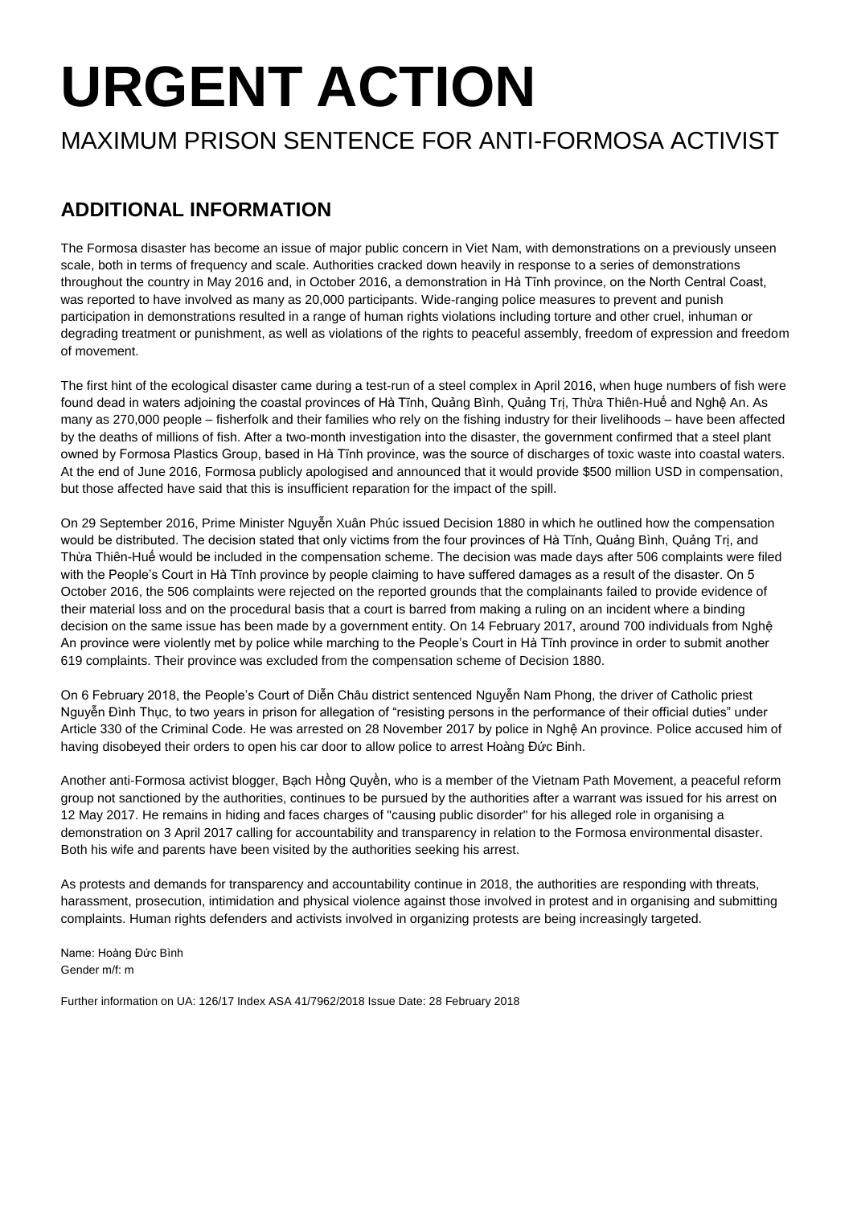# URGENT ACTION

MAXIMUM PRISON SENTENCE FOR ANTI-FORMOSA ACTIVIST

## ADDITIONAL INFORMATION

The Formosa disaster has become an issue of major public concern in Viet Nam, with demonstrations on a previously unseen scale, both in terms of frequency and scale. Authorities cracked down heavily in response to a series of demonstrations throughout the country in May 2016 and, in October 2016, a demonstration in Hà Tĩnh province, on the North Central Coast, was reported to have involved as many as 20,000 participants. Wide-ranging police measures to prevent and punish participation in demonstrations resulted in a range of human rights violations including torture and other cruel, inhuman or degrading treatment or punishment, as well as violations of the rights to peaceful assembly, freedom of expression and freedom of movement.

The first hint of the ecological disaster came during a test-run of a steel complex in April 2016, when huge numbers of fish were found dead in waters adjoining the coastal provinces of Hà Tĩnh, Quảng Bình, Quảng Trị, Thừa Thiên-Huế and Nghệ An. As many as 270,000 people – fisherfolk and their families who rely on the fishing industry for their livelihoods – have been affected by the deaths of millions of fish. After a two-month investigation into the disaster, the government confirmed that a steel plant owned by Formosa Plastics Group, based in Hà Tĩnh province, was the source of discharges of toxic waste into coastal waters. At the end of June 2016, Formosa publicly apologised and announced that it would provide $500 million USD in compensation, but those affected have said that this is insufficient reparation for the impact of the spill.

On 29 September 2016, Prime Minister Nguyễn Xuân Phúc issued Decision 1880 in which he outlined how the compensation would be distributed. The decision stated that only victims from the four provinces of Hà Tĩnh, Quảng Bình, Quảng Trị, and Thừa Thiên-Huế would be included in the compensation scheme. The decision was made days after 506 complaints were filed with the People's Court in Hà Tĩnh province by people claiming to have suffered damages as a result of the disaster. On 5 October 2016, the 506 complaints were rejected on the reported grounds that the complainants failed to provide evidence of their material loss and on the procedural basis that a court is barred from making a ruling on an incident where a binding decision on the same issue has been made by a government entity. On 14 February 2017, around 700 individuals from Nghệ An province were violently met by police while marching to the People's Court in Hà Tĩnh province in order to submit another 619 complaints. Their province was excluded from the compensation scheme of Decision 1880.

On 6 February 2018, the People's Court of Diễn Châu district sentenced Nguyễn Nam Phong, the driver of Catholic priest Nguyễn Đình Thục, to two years in prison for allegation of "resisting persons in the performance of their official duties" under Article 330 of the Criminal Code. He was arrested on 28 November 2017 by police in Nghệ An province. Police accused him of having disobeyed their orders to open his car door to allow police to arrest Hoàng Đức Bình.

Another anti-Formosa activist blogger, Bạch Hồng Quyền, who is a member of the Vietnam Path Movement, a peaceful reform group not sanctioned by the authorities, continues to be pursued by the authorities after a warrant was issued for his arrest on 12 May 2017. He remains in hiding and faces charges of "causing public disorder" for his alleged role in organising a demonstration on 3 April 2017 calling for accountability and transparency in relation to the Formosa environmental disaster. Both his wife and parents have been visited by the authorities seeking his arrest.

As protests and demands for transparency and accountability continue in 2018, the authorities are responding with threats, harassment, prosecution, intimidation and physical violence against those involved in protest and in organising and submitting complaints. Human rights defenders and activists involved in organizing protests are being increasingly targeted.

Name: Hoàng Đức Bình
Gender m/f: m

Further information on UA: 126/17 Index ASA 41/7962/2018 Issue Date: 28 February 2018